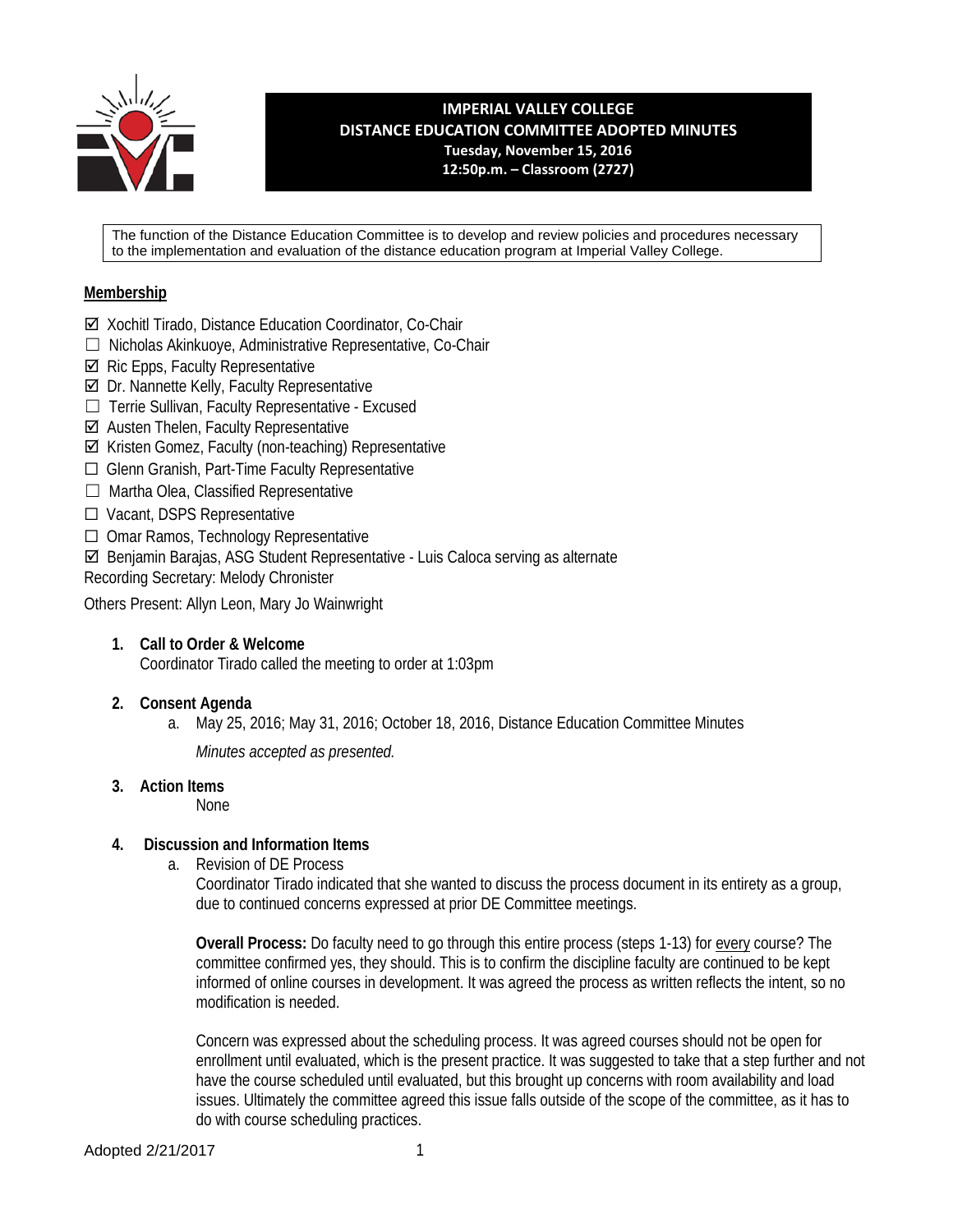# IMPERIAL VALLEY COLLEGE
## DISTANCE EDUCATION COMMITTEE ADOPTED MINUTES
**Tuesday, November 15, 2016**
**12:50p.m. – Classroom (2727)**

The function of the Distance Education Committee is to develop and review policies and procedures necessary to the implementation and evaluation of the distance education program at Imperial Valley College.

**Membership**

- ☑ Xochitl Tirado, Distance Education Coordinator, Co-Chair
- ☐ Nicholas Akinkuoye, Administrative Representative, Co-Chair
- ☑ Ric Epps, Faculty Representative
- ☑ Dr. Nannette Kelly, Faculty Representative
- ☐ Terrie Sullivan, Faculty Representative - Excused
- ☑ Austen Thelen, Faculty Representative
- ☑ Kristen Gomez, Faculty (non-teaching) Representative
- ☐ Glenn Granish, Part-Time Faculty Representative
- ☐ Martha Olea, Classified Representative
- ☐ Vacant, DSPS Representative
- ☐ Omar Ramos, Technology Representative
- ☑ Benjamin Barajas, ASG Student Representative - Luis Caloca serving as alternate

Recording Secretary: Melody Chronister

Others Present: Allyn Leon, Mary Jo Wainwright

1. **Call to Order & Welcome**
   Coordinator Tirado called the meeting to order at 1:03pm

2. **Consent Agenda**
   a. May 25, 2016; May 31, 2016; October 18, 2016, Distance Education Committee Minutes

      *Minutes accepted as presented.*

3. **Action Items**
   None

4. **Discussion and Information Items**
   a. Revision of DE Process
      Coordinator Tirado indicated that she wanted to discuss the process document in its entirety as a group, due to continued concerns expressed at prior DE Committee meetings.

      **Overall Process:** Do faculty need to go through this entire process (steps 1-13) for every course? The committee confirmed yes, they should. This is to confirm the discipline faculty are continued to be kept informed of online courses in development. It was agreed the process as written reflects the intent, so no modification is needed.

      Concern was expressed about the scheduling process. It was agreed courses should not be open for enrollment until evaluated, which is the present practice. It was suggested to take that a step further and not have the course scheduled until evaluated, but this brought up concerns with room availability and load issues. Ultimately the committee agreed this issue falls outside of the scope of the committee, as it has to do with course scheduling practices.

Adopted 2/21/2017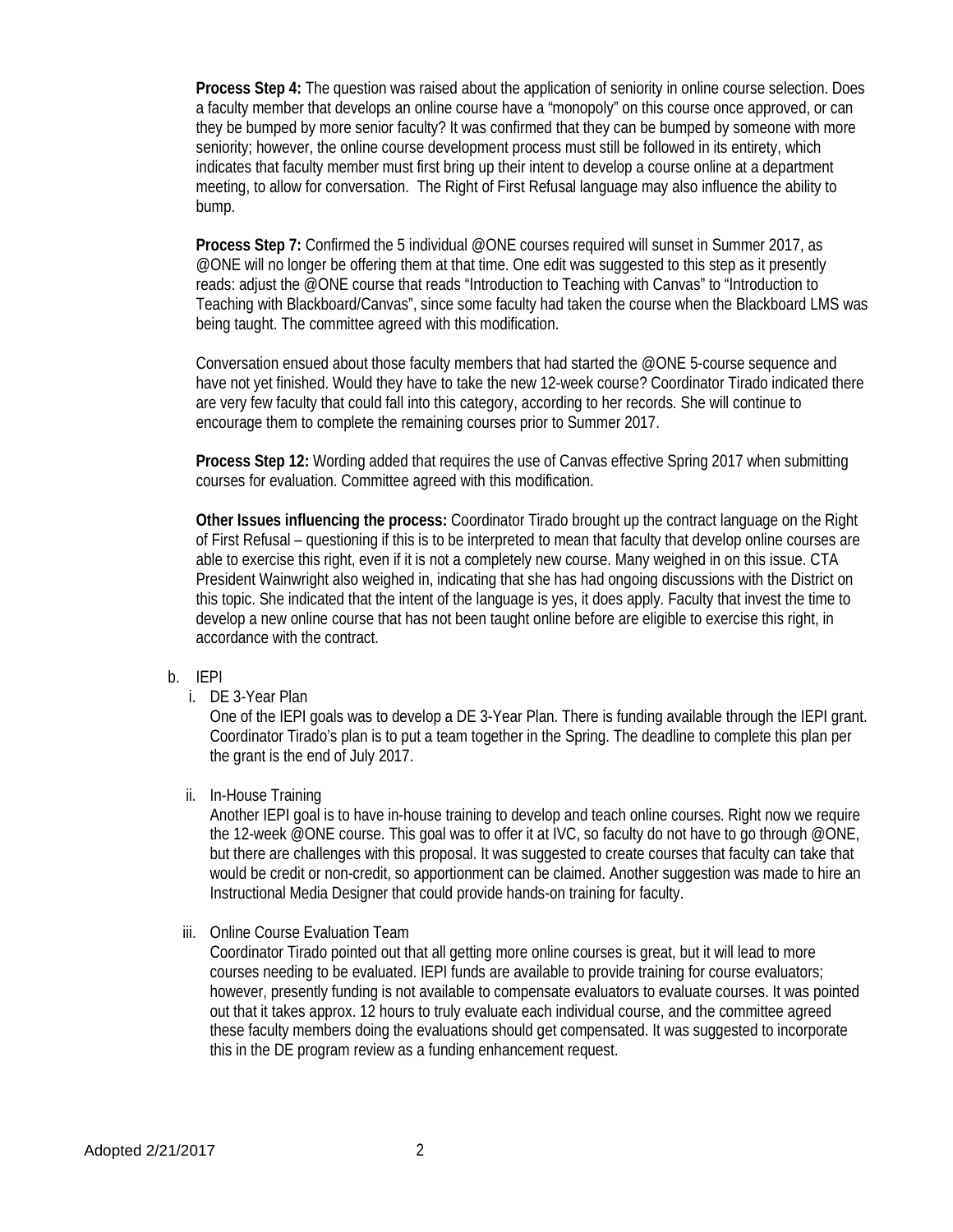**Process Step 4:** The question was raised about the application of seniority in online course selection. Does a faculty member that develops an online course have a "monopoly" on this course once approved, or can they be bumped by more senior faculty? It was confirmed that they can be bumped by someone with more seniority; however, the online course development process must still be followed in its entirety, which indicates that faculty member must first bring up their intent to develop a course online at a department meeting, to allow for conversation. The Right of First Refusal language may also influence the ability to bump.

**Process Step 7:** Confirmed the 5 individual @ONE courses required will sunset in Summer 2017, as @ONE will no longer be offering them at that time. One edit was suggested to this step as it presently reads: adjust the @ONE course that reads "Introduction to Teaching with Canvas" to "Introduction to Teaching with Blackboard/Canvas", since some faculty had taken the course when the Blackboard LMS was being taught. The committee agreed with this modification.

Conversation ensued about those faculty members that had started the @ONE 5-course sequence and have not yet finished. Would they have to take the new 12-week course? Coordinator Tirado indicated there are very few faculty that could fall into this category, according to her records. She will continue to encourage them to complete the remaining courses prior to Summer 2017.

**Process Step 12:** Wording added that requires the use of Canvas effective Spring 2017 when submitting courses for evaluation. Committee agreed with this modification.

**Other Issues influencing the process:** Coordinator Tirado brought up the contract language on the Right of First Refusal – questioning if this is to be interpreted to mean that faculty that develop online courses are able to exercise this right, even if it is not a completely new course. Many weighed in on this issue. CTA President Wainwright also weighed in, indicating that she has had ongoing discussions with the District on this topic. She indicated that the intent of the language is yes, it does apply. Faculty that invest the time to develop a new online course that has not been taught online before are eligible to exercise this right, in accordance with the contract.

b. IEPI

i. DE 3-Year Plan

   One of the IEPI goals was to develop a DE 3-Year Plan. There is funding available through the IEPI grant. Coordinator Tirado's plan is to put a team together in the Spring. The deadline to complete this plan per the grant is the end of July 2017.

ii. In-House Training

   Another IEPI goal is to have in-house training to develop and teach online courses. Right now we require the 12-week @ONE course. This goal was to offer it at IVC, so faculty do not have to go through @ONE, but there are challenges with this proposal. It was suggested to create courses that faculty can take that would be credit or non-credit, so apportionment can be claimed. Another suggestion was made to hire an Instructional Media Designer that could provide hands-on training for faculty.

iii. Online Course Evaluation Team

   Coordinator Tirado pointed out that all getting more online courses is great, but it will lead to more courses needing to be evaluated. IEPI funds are available to provide training for course evaluators; however, presently funding is not available to compensate evaluators to evaluate courses. It was pointed out that it takes approx. 12 hours to truly evaluate each individual course, and the committee agreed these faculty members doing the evaluations should get compensated. It was suggested to incorporate this in the DE program review as a funding enhancement request.

Adopted 2/21/2017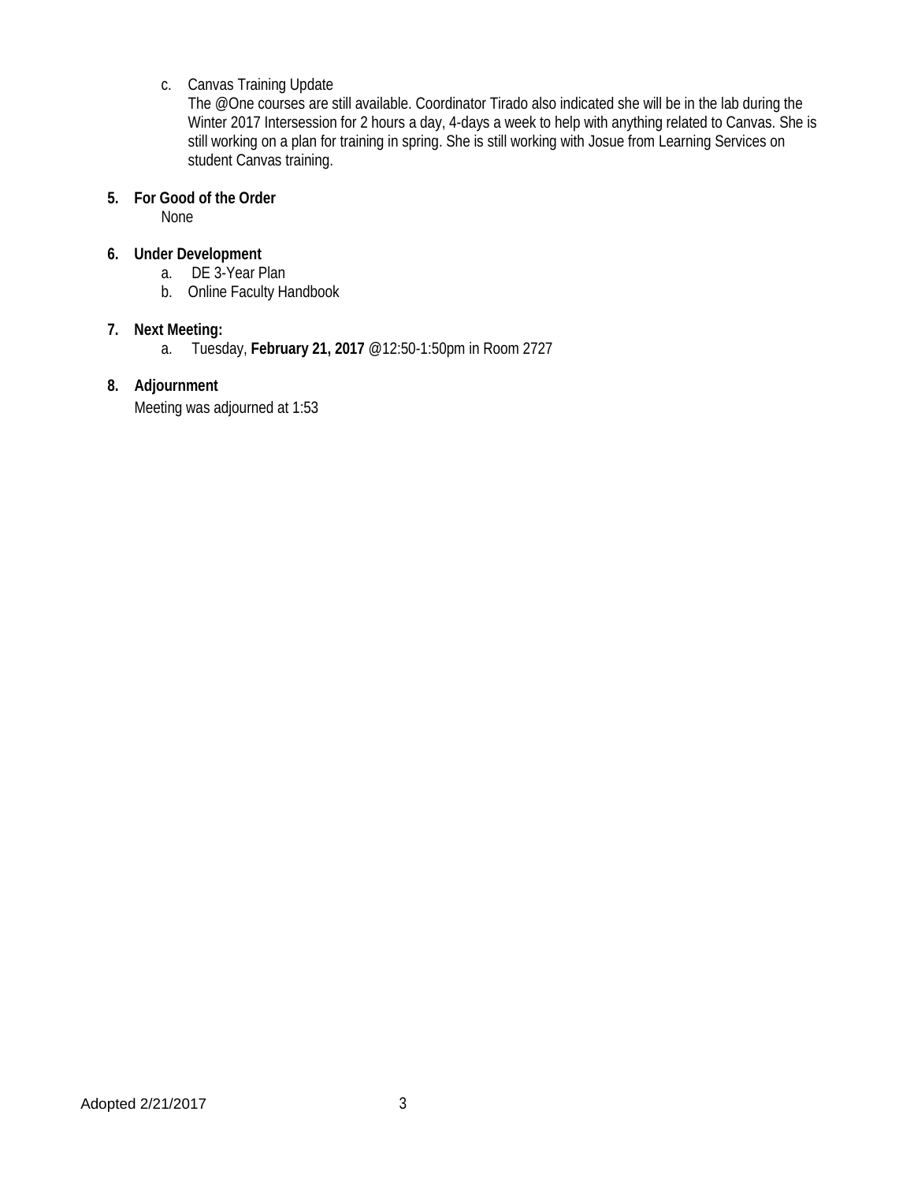c. Canvas Training Update

   The @One courses are still available. Coordinator Tirado also indicated she will be in the lab during the Winter 2017 Intersession for 2 hours a day, 4-days a week to help with anything related to Canvas. She is still working on a plan for training in spring. She is still working with Josue from Learning Services on student Canvas training.

**5. For Good of the Order**

None

**6. Under Development**

a. DE 3-Year Plan
b. Online Faculty Handbook

**7. Next Meeting:**

a. Tuesday, **February 21, 2017** @12:50-1:50pm in Room 2727

**8. Adjournment**

Meeting was adjourned at 1:53

Adopted 2/21/2017